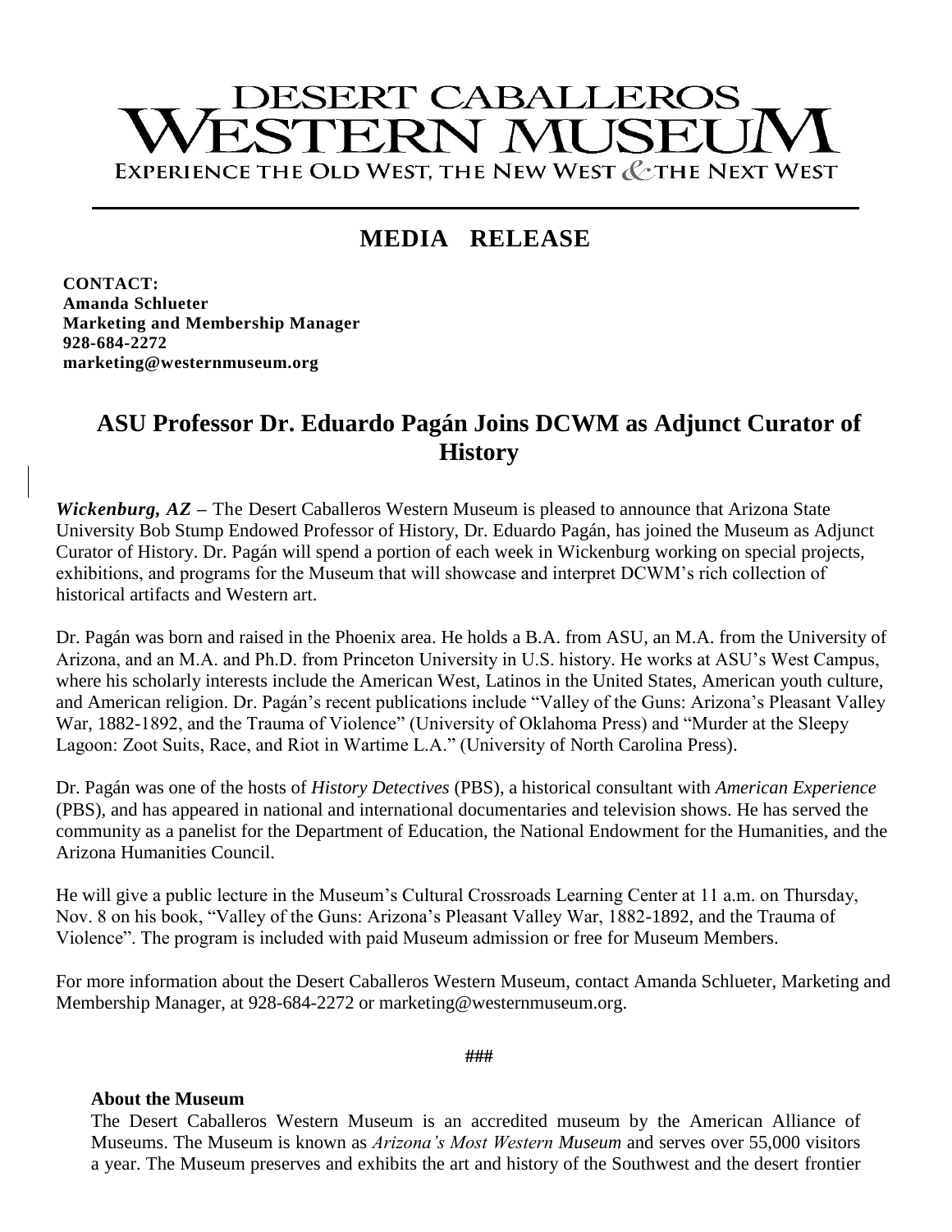# DESERT CABALLEROS WESTERN MUSEUM

EXPERIENCE THE OLD WEST, THE NEW WEST & THE NEXT WEST

## MEDIA RELEASE

**CONTACT:**
**Amanda Schlueter**
**Marketing and Membership Manager**
**928-684-2272**
**marketing@westernmuseum.org**

## ASU Professor Dr. Eduardo Pagán Joins DCWM as Adjunct Curator of History

***Wickenburg, AZ*** **–** The Desert Caballeros Western Museum is pleased to announce that Arizona State University Bob Stump Endowed Professor of History, Dr. Eduardo Pagán, has joined the Museum as Adjunct Curator of History. Dr. Pagán will spend a portion of each week in Wickenburg working on special projects, exhibitions, and programs for the Museum that will showcase and interpret DCWM's rich collection of historical artifacts and Western art.

Dr. Pagán was born and raised in the Phoenix area. He holds a B.A. from ASU, an M.A. from the University of Arizona, and an M.A. and Ph.D. from Princeton University in U.S. history. He works at ASU's West Campus, where his scholarly interests include the American West, Latinos in the United States, American youth culture, and American religion. Dr. Pagán's recent publications include "Valley of the Guns: Arizona's Pleasant Valley War, 1882-1892, and the Trauma of Violence" (University of Oklahoma Press) and "Murder at the Sleepy Lagoon: Zoot Suits, Race, and Riot in Wartime L.A." (University of North Carolina Press).

Dr. Pagán was one of the hosts of *History Detectives* (PBS), a historical consultant with *American Experience* (PBS), and has appeared in national and international documentaries and television shows. He has served the community as a panelist for the Department of Education, the National Endowment for the Humanities, and the Arizona Humanities Council.

He will give a public lecture in the Museum's Cultural Crossroads Learning Center at 11 a.m. on Thursday, Nov. 8 on his book, "Valley of the Guns: Arizona's Pleasant Valley War, 1882-1892, and the Trauma of Violence". The program is included with paid Museum admission or free for Museum Members.

For more information about the Desert Caballeros Western Museum, contact Amanda Schlueter, Marketing and Membership Manager, at 928-684-2272 or marketing@westernmuseum.org.

###

**About the Museum**

The Desert Caballeros Western Museum is an accredited museum by the American Alliance of Museums. The Museum is known as *Arizona's Most Western Museum* and serves over 55,000 visitors a year. The Museum preserves and exhibits the art and history of the Southwest and the desert frontier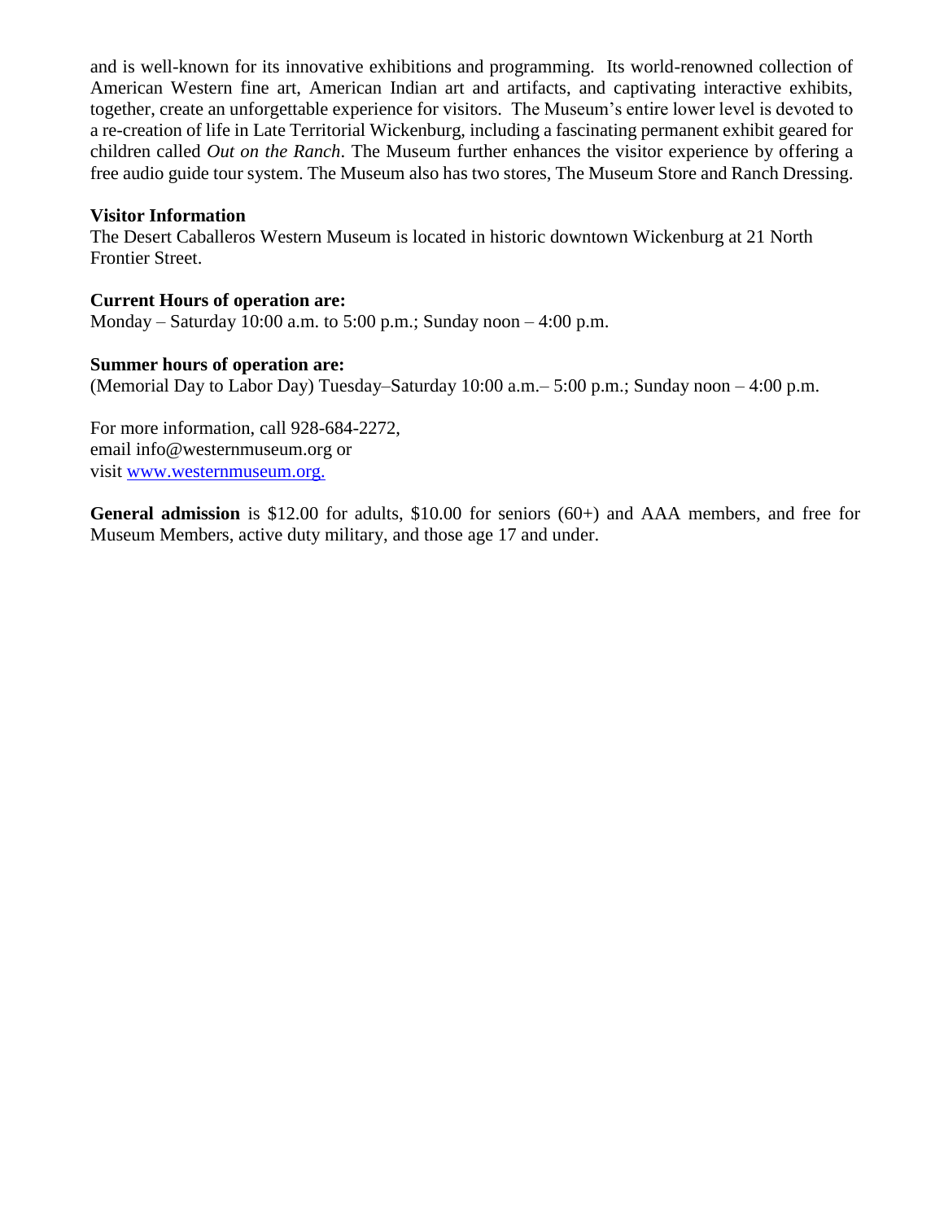and is well-known for its innovative exhibitions and programming. Its world-renowned collection of American Western fine art, American Indian art and artifacts, and captivating interactive exhibits, together, create an unforgettable experience for visitors. The Museum's entire lower level is devoted to a re-creation of life in Late Territorial Wickenburg, including a fascinating permanent exhibit geared for children called *Out on the Ranch*. The Museum further enhances the visitor experience by offering a free audio guide tour system. The Museum also has two stores, The Museum Store and Ranch Dressing.

**Visitor Information**
The Desert Caballeros Western Museum is located in historic downtown Wickenburg at 21 North Frontier Street.

**Current Hours of operation are:**
Monday – Saturday 10:00 a.m. to 5:00 p.m.; Sunday noon – 4:00 p.m.

**Summer hours of operation are:**
(Memorial Day to Labor Day) Tuesday–Saturday 10:00 a.m.– 5:00 p.m.; Sunday noon – 4:00 p.m.

For more information, call 928-684-2272,
email info@westernmuseum.org or
visit [www.westernmuseum.org.](http://www.westernmuseum.org)

**General admission** is $12.00 for adults, $10.00 for seniors (60+) and AAA members, and free for Museum Members, active duty military, and those age 17 and under.